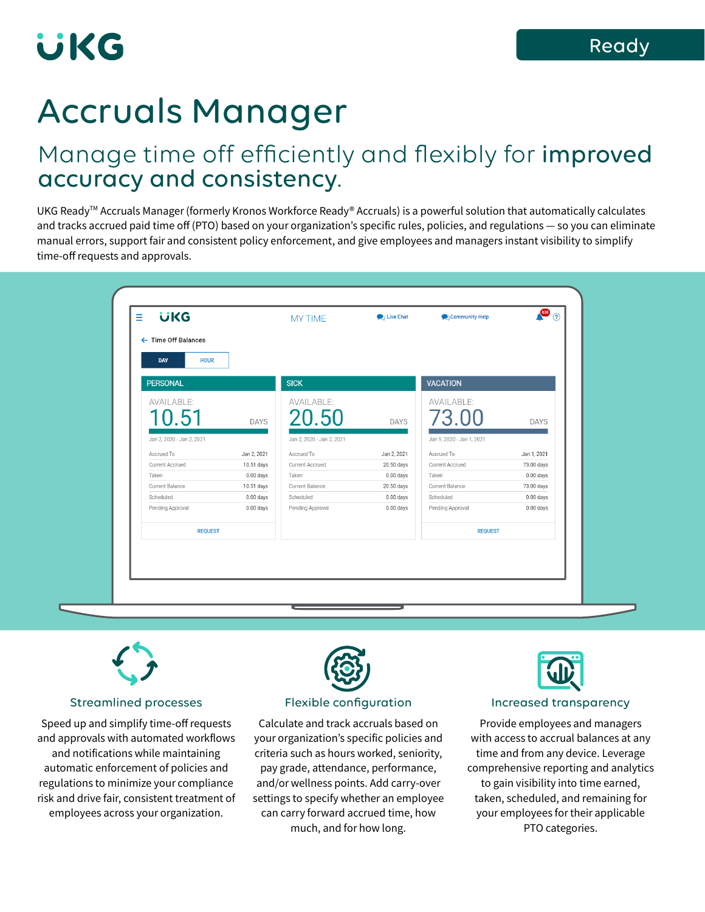# Accruals Manager

## Manage time off efficiently and flexibly for **improved accuracy and consistency**.

UKG Ready™ Accruals Manager (formerly Kronos Workforce Ready® Accruals) is a powerful solution that automatically calculates and tracks accrued paid time off (PTO) based on your organization's specific rules, policies, and regulations — so you can eliminate manual errors, support fair and consistent policy enforcement, and give employees and managers instant visibility to simplify time-off requests and approvals.

### Streamlined processes

Speed up and simplify time-off requests and approvals with automated workflows and notifications while maintaining automatic enforcement of policies and regulations to minimize your compliance risk and drive fair, consistent treatment of employees across your organization.

### Flexible configuration

Calculate and track accruals based on your organization's specific policies and criteria such as hours worked, seniority, pay grade, attendance, performance, and/or wellness points. Add carry-over settings to specify whether an employee can carry forward accrued time, how much, and for how long.

### Increased transparency

Provide employees and managers with access to accrual balances at any time and from any device. Leverage comprehensive reporting and analytics to gain visibility into time earned, taken, scheduled, and remaining for your employees for their applicable PTO categories.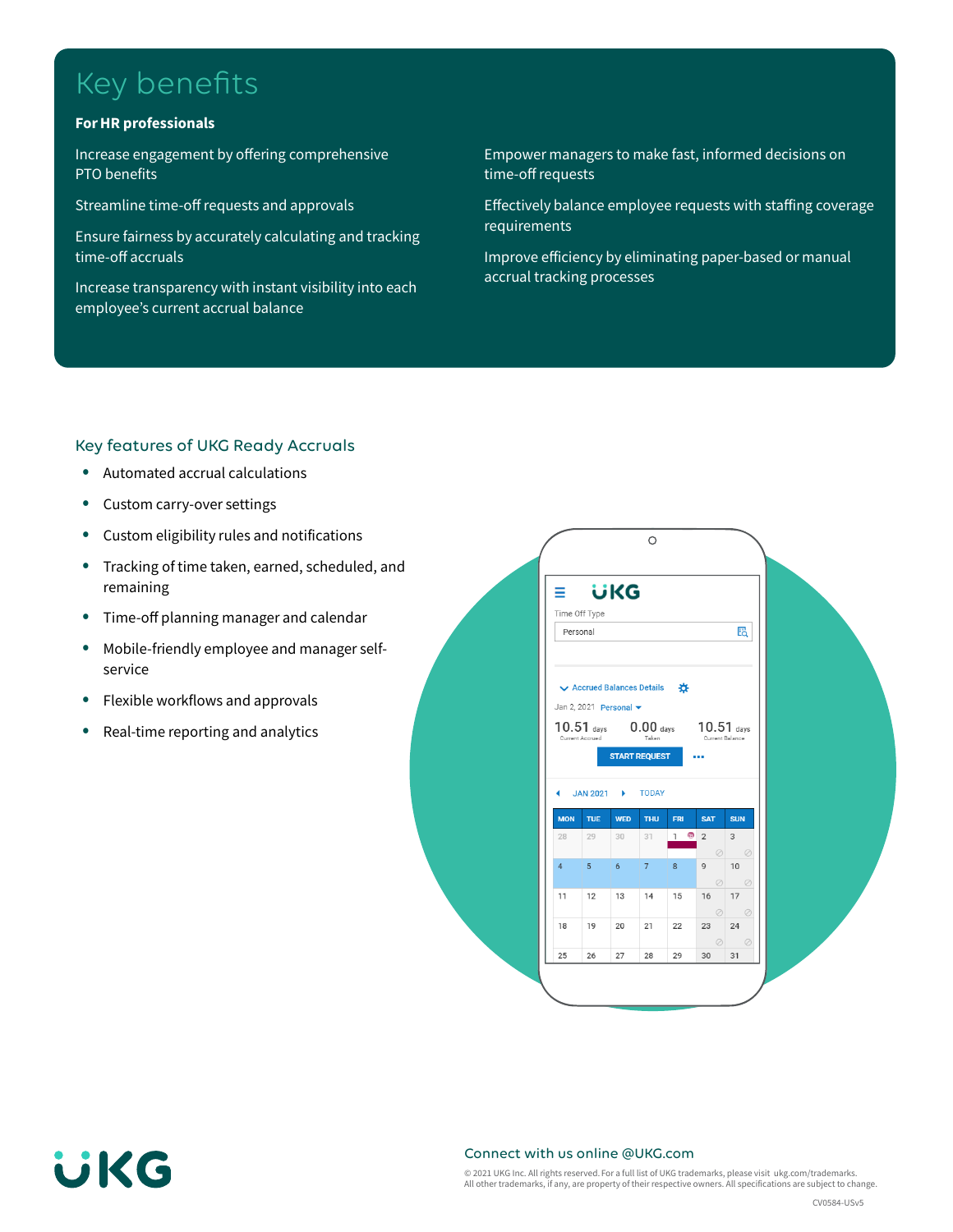# Key benefits

**For HR professionals**

Increase engagement by offering comprehensive PTO benefits

Streamline time-off requests and approvals

Ensure fairness by accurately calculating and tracking time-off accruals

Increase transparency with instant visibility into each employee's current accrual balance

Empower managers to make fast, informed decisions on time-off requests

Effectively balance employee requests with staffing coverage requirements

Improve efficiency by eliminating paper-based or manual accrual tracking processes

## Key features of UKG Ready Accruals

- Automated accrual calculations
- Custom carry-over settings
- Custom eligibility rules and notifications
- Tracking of time taken, earned, scheduled, and remaining
- Time-off planning manager and calendar
- Mobile-friendly employee and manager self-service
- Flexible workflows and approvals
- Real-time reporting and analytics

Connect with us online @UKG.com

© 2021 UKG Inc. All rights reserved. For a full list of UKG trademarks, please visit ukg.com/trademarks. All other trademarks, if any, are property of their respective owners. All specifications are subject to change.

CV0584-USv5